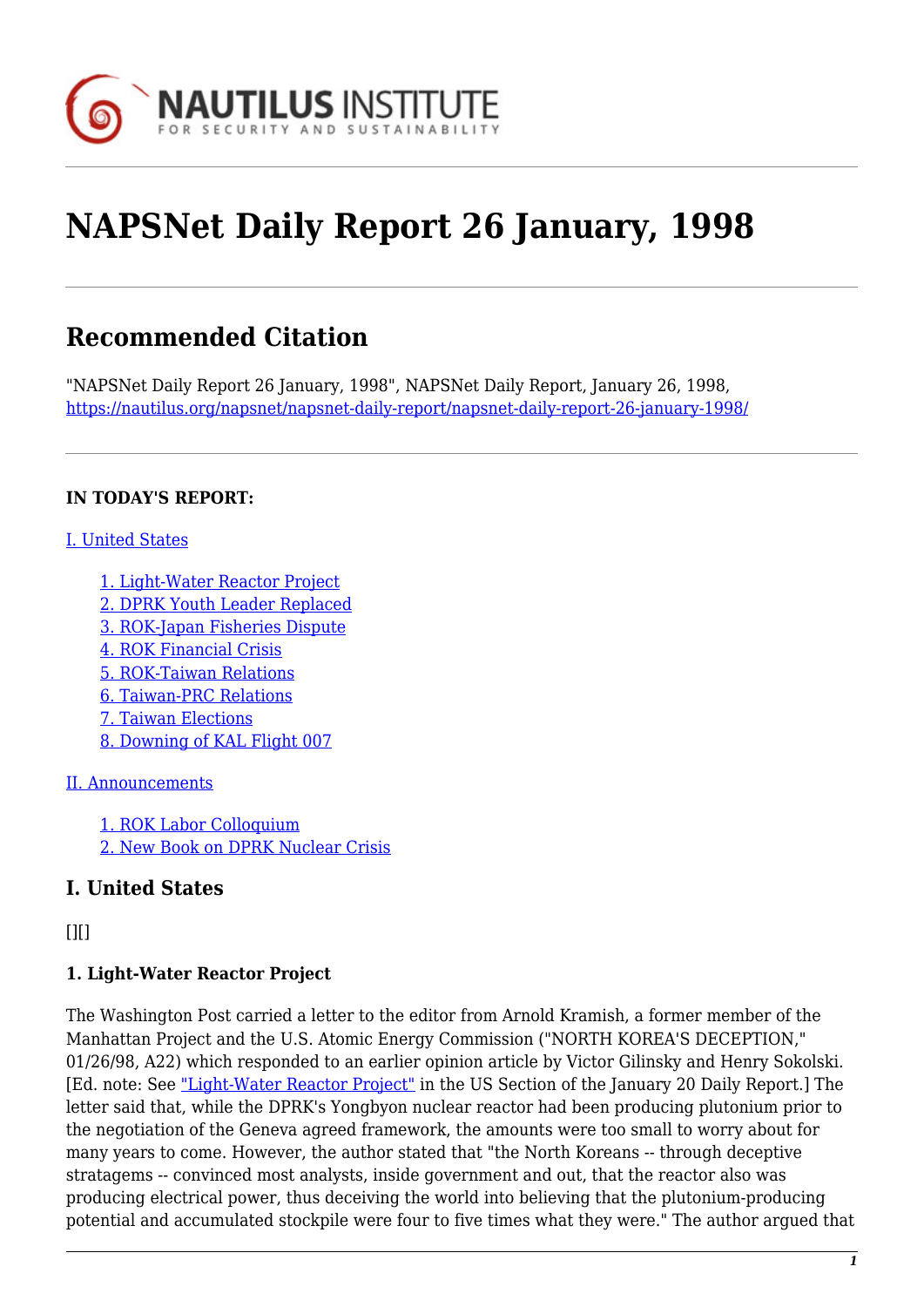# NAPSNet Daily Report 26 January, 1998

## Recommended Citation

"NAPSNet Daily Report 26 January, 1998", NAPSNet Daily Report, January 26, 1998, https://nautilus.org/napsnet/napsnet-daily-report/napsnet-daily-report-26-january-1998/

**IN TODAY'S REPORT:**

I. United States

- 1. Light-Water Reactor Project
- 2. DPRK Youth Leader Replaced
- 3. ROK-Japan Fisheries Dispute
- 4. ROK Financial Crisis
- 5. ROK-Taiwan Relations
- 6. Taiwan-PRC Relations
- 7. Taiwan Elections
- 8. Downing of KAL Flight 007

II. Announcements

- 1. ROK Labor Colloquium
- 2. New Book on DPRK Nuclear Crisis

## I. United States

[][]

**1. Light-Water Reactor Project**

The Washington Post carried a letter to the editor from Arnold Kramish, a former member of the Manhattan Project and the U.S. Atomic Energy Commission ("NORTH KOREA'S DECEPTION," 01/26/98, A22) which responded to an earlier opinion article by Victor Gilinsky and Henry Sokolski. [Ed. note: See "Light-Water Reactor Project" in the US Section of the January 20 Daily Report.] The letter said that, while the DPRK's Yongbyon nuclear reactor had been producing plutonium prior to the negotiation of the Geneva agreed framework, the amounts were too small to worry about for many years to come. However, the author stated that "the North Koreans -- through deceptive stratagems -- convinced most analysts, inside government and out, that the reactor also was producing electrical power, thus deceiving the world into believing that the plutonium-producing potential and accumulated stockpile were four to five times what they were." The author argued that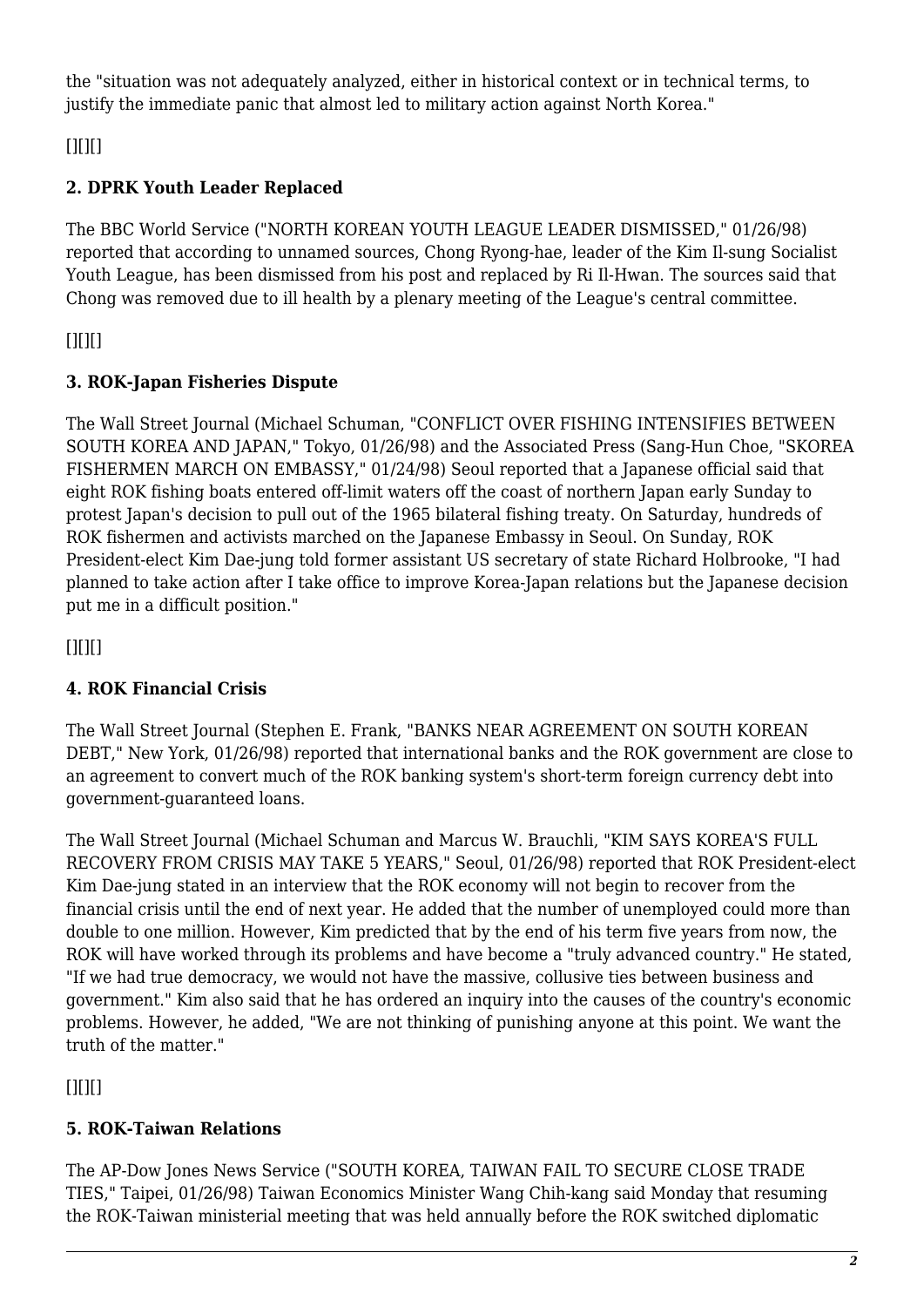the "situation was not adequately analyzed, either in historical context or in technical terms, to justify the immediate panic that almost led to military action against North Korea."

[][][]

### 2. DPRK Youth Leader Replaced

The BBC World Service ("NORTH KOREAN YOUTH LEAGUE LEADER DISMISSED," 01/26/98) reported that according to unnamed sources, Chong Ryong-hae, leader of the Kim Il-sung Socialist Youth League, has been dismissed from his post and replaced by Ri Il-Hwan. The sources said that Chong was removed due to ill health by a plenary meeting of the League's central committee.

[][][]

### 3. ROK-Japan Fisheries Dispute

The Wall Street Journal (Michael Schuman, "CONFLICT OVER FISHING INTENSIFIES BETWEEN SOUTH KOREA AND JAPAN," Tokyo, 01/26/98) and the Associated Press (Sang-Hun Choe, "SKOREA FISHERMEN MARCH ON EMBASSY," 01/24/98) Seoul reported that a Japanese official said that eight ROK fishing boats entered off-limit waters off the coast of northern Japan early Sunday to protest Japan's decision to pull out of the 1965 bilateral fishing treaty. On Saturday, hundreds of ROK fishermen and activists marched on the Japanese Embassy in Seoul. On Sunday, ROK President-elect Kim Dae-jung told former assistant US secretary of state Richard Holbrooke, "I had planned to take action after I take office to improve Korea-Japan relations but the Japanese decision put me in a difficult position."

[][][]

### 4. ROK Financial Crisis

The Wall Street Journal (Stephen E. Frank, "BANKS NEAR AGREEMENT ON SOUTH KOREAN DEBT," New York, 01/26/98) reported that international banks and the ROK government are close to an agreement to convert much of the ROK banking system's short-term foreign currency debt into government-guaranteed loans.

The Wall Street Journal (Michael Schuman and Marcus W. Brauchli, "KIM SAYS KOREA'S FULL RECOVERY FROM CRISIS MAY TAKE 5 YEARS," Seoul, 01/26/98) reported that ROK President-elect Kim Dae-jung stated in an interview that the ROK economy will not begin to recover from the financial crisis until the end of next year. He added that the number of unemployed could more than double to one million. However, Kim predicted that by the end of his term five years from now, the ROK will have worked through its problems and have become a "truly advanced country." He stated, "If we had true democracy, we would not have the massive, collusive ties between business and government." Kim also said that he has ordered an inquiry into the causes of the country's economic problems. However, he added, "We are not thinking of punishing anyone at this point. We want the truth of the matter."

[][][]

### 5. ROK-Taiwan Relations

The AP-Dow Jones News Service ("SOUTH KOREA, TAIWAN FAIL TO SECURE CLOSE TRADE TIES," Taipei, 01/26/98) Taiwan Economics Minister Wang Chih-kang said Monday that resuming the ROK-Taiwan ministerial meeting that was held annually before the ROK switched diplomatic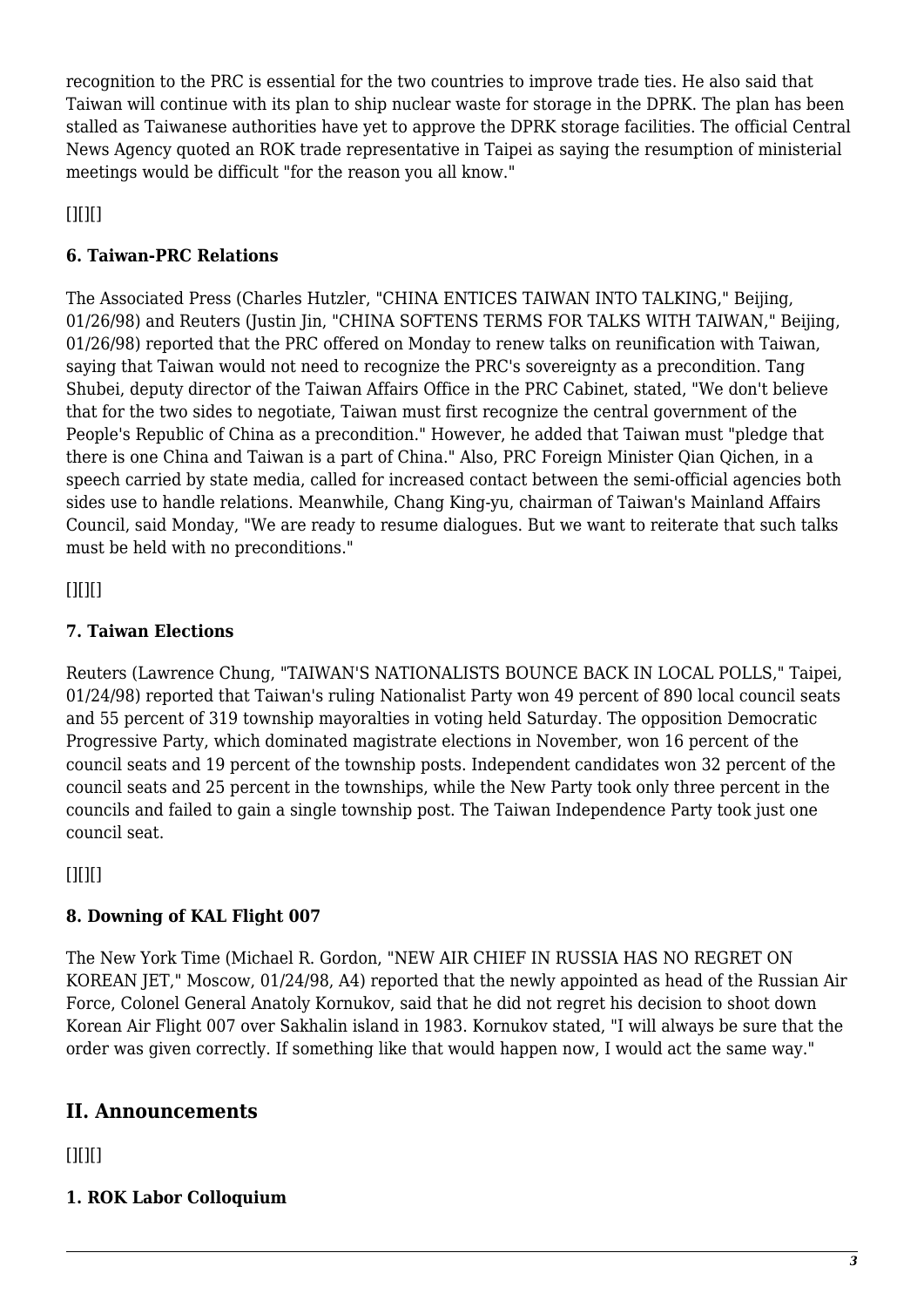recognition to the PRC is essential for the two countries to improve trade ties. He also said that Taiwan will continue with its plan to ship nuclear waste for storage in the DPRK. The plan has been stalled as Taiwanese authorities have yet to approve the DPRK storage facilities. The official Central News Agency quoted an ROK trade representative in Taipei as saying the resumption of ministerial meetings would be difficult "for the reason you all know."

[][][]

### 6. Taiwan-PRC Relations

The Associated Press (Charles Hutzler, "CHINA ENTICES TAIWAN INTO TALKING," Beijing, 01/26/98) and Reuters (Justin Jin, "CHINA SOFTENS TERMS FOR TALKS WITH TAIWAN," Beijing, 01/26/98) reported that the PRC offered on Monday to renew talks on reunification with Taiwan, saying that Taiwan would not need to recognize the PRC's sovereignty as a precondition. Tang Shubei, deputy director of the Taiwan Affairs Office in the PRC Cabinet, stated, "We don't believe that for the two sides to negotiate, Taiwan must first recognize the central government of the People's Republic of China as a precondition." However, he added that Taiwan must "pledge that there is one China and Taiwan is a part of China." Also, PRC Foreign Minister Qian Qichen, in a speech carried by state media, called for increased contact between the semi-official agencies both sides use to handle relations. Meanwhile, Chang King-yu, chairman of Taiwan's Mainland Affairs Council, said Monday, "We are ready to resume dialogues. But we want to reiterate that such talks must be held with no preconditions."

[][][]

### 7. Taiwan Elections

Reuters (Lawrence Chung, "TAIWAN'S NATIONALISTS BOUNCE BACK IN LOCAL POLLS," Taipei, 01/24/98) reported that Taiwan's ruling Nationalist Party won 49 percent of 890 local council seats and 55 percent of 319 township mayoralties in voting held Saturday. The opposition Democratic Progressive Party, which dominated magistrate elections in November, won 16 percent of the council seats and 19 percent of the township posts. Independent candidates won 32 percent of the council seats and 25 percent in the townships, while the New Party took only three percent in the councils and failed to gain a single township post. The Taiwan Independence Party took just one council seat.

[][][]

### 8. Downing of KAL Flight 007

The New York Time (Michael R. Gordon, "NEW AIR CHIEF IN RUSSIA HAS NO REGRET ON KOREAN JET," Moscow, 01/24/98, A4) reported that the newly appointed as head of the Russian Air Force, Colonel General Anatoly Kornukov, said that he did not regret his decision to shoot down Korean Air Flight 007 over Sakhalin island in 1983. Kornukov stated, "I will always be sure that the order was given correctly. If something like that would happen now, I would act the same way."

## II. Announcements

[][][]

### 1. ROK Labor Colloquium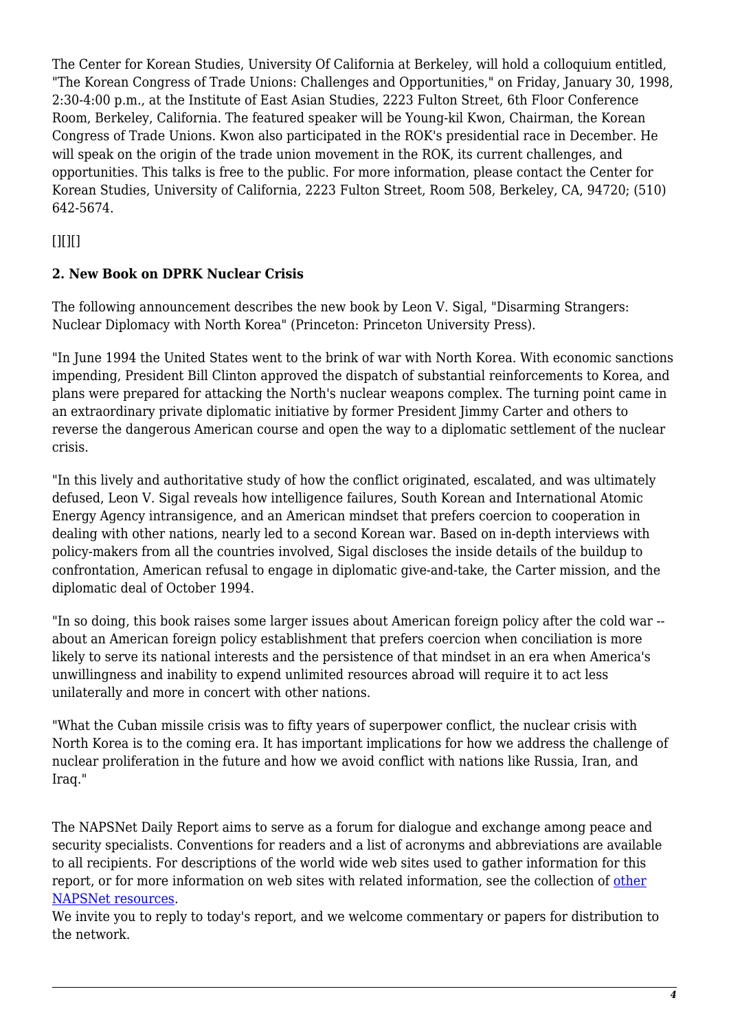The Center for Korean Studies, University Of California at Berkeley, will hold a colloquium entitled, "The Korean Congress of Trade Unions: Challenges and Opportunities," on Friday, January 30, 1998, 2:30-4:00 p.m., at the Institute of East Asian Studies, 2223 Fulton Street, 6th Floor Conference Room, Berkeley, California. The featured speaker will be Young-kil Kwon, Chairman, the Korean Congress of Trade Unions. Kwon also participated in the ROK's presidential race in December. He will speak on the origin of the trade union movement in the ROK, its current challenges, and opportunities. This talks is free to the public. For more information, please contact the Center for Korean Studies, University of California, 2223 Fulton Street, Room 508, Berkeley, CA, 94720; (510) 642-5674.

[][][]

### 2. New Book on DPRK Nuclear Crisis

The following announcement describes the new book by Leon V. Sigal, "Disarming Strangers: Nuclear Diplomacy with North Korea" (Princeton: Princeton University Press).

"In June 1994 the United States went to the brink of war with North Korea. With economic sanctions impending, President Bill Clinton approved the dispatch of substantial reinforcements to Korea, and plans were prepared for attacking the North's nuclear weapons complex. The turning point came in an extraordinary private diplomatic initiative by former President Jimmy Carter and others to reverse the dangerous American course and open the way to a diplomatic settlement of the nuclear crisis.

"In this lively and authoritative study of how the conflict originated, escalated, and was ultimately defused, Leon V. Sigal reveals how intelligence failures, South Korean and International Atomic Energy Agency intransigence, and an American mindset that prefers coercion to cooperation in dealing with other nations, nearly led to a second Korean war. Based on in-depth interviews with policy-makers from all the countries involved, Sigal discloses the inside details of the buildup to confrontation, American refusal to engage in diplomatic give-and-take, the Carter mission, and the diplomatic deal of October 1994.

"In so doing, this book raises some larger issues about American foreign policy after the cold war -- about an American foreign policy establishment that prefers coercion when conciliation is more likely to serve its national interests and the persistence of that mindset in an era when America's unwillingness and inability to expend unlimited resources abroad will require it to act less unilaterally and more in concert with other nations.

"What the Cuban missile crisis was to fifty years of superpower conflict, the nuclear crisis with North Korea is to the coming era. It has important implications for how we address the challenge of nuclear proliferation in the future and how we avoid conflict with nations like Russia, Iran, and Iraq."

The NAPSNet Daily Report aims to serve as a forum for dialogue and exchange among peace and security specialists. Conventions for readers and a list of acronyms and abbreviations are available to all recipients. For descriptions of the world wide web sites used to gather information for this report, or for more information on web sites with related information, see the collection of other NAPSNet resources.
We invite you to reply to today's report, and we welcome commentary or papers for distribution to the network.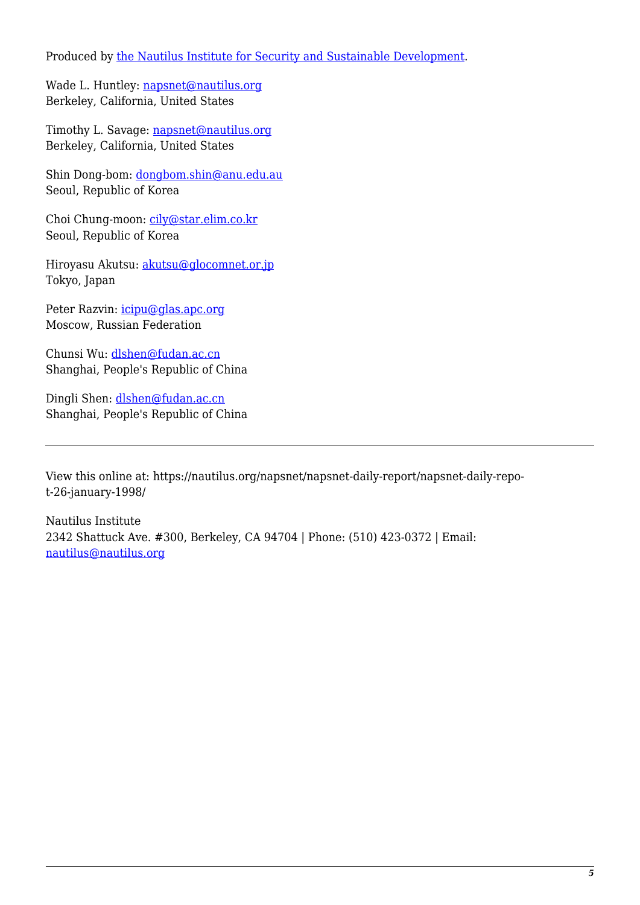Produced by [the Nautilus Institute for Security and Sustainable Development](https://nautilus.org).

Wade L. Huntley: [napsnet@nautilus.org](mailto:napsnet@nautilus.org)
Berkeley, California, United States

Timothy L. Savage: [napsnet@nautilus.org](mailto:napsnet@nautilus.org)
Berkeley, California, United States

Shin Dong-bom: [dongbom.shin@anu.edu.au](mailto:dongbom.shin@anu.edu.au)
Seoul, Republic of Korea

Choi Chung-moon: [cily@star.elim.co.kr](mailto:cily@star.elim.co.kr)
Seoul, Republic of Korea

Hiroyasu Akutsu: [akutsu@glocomnet.or.jp](mailto:akutsu@glocomnet.or.jp)
Tokyo, Japan

Peter Razvin: [icipu@glas.apc.org](mailto:icipu@glas.apc.org)
Moscow, Russian Federation

Chunsi Wu: [dlshen@fudan.ac.cn](mailto:dlshen@fudan.ac.cn)
Shanghai, People's Republic of China

Dingli Shen: [dlshen@fudan.ac.cn](mailto:dlshen@fudan.ac.cn)
Shanghai, People's Republic of China

---

View this online at: https://nautilus.org/napsnet/napsnet-daily-report/napsnet-daily-report-26-january-1998/

Nautilus Institute
2342 Shattuck Ave. #300, Berkeley, CA 94704 | Phone: (510) 423-0372 | Email: [nautilus@nautilus.org](mailto:nautilus@nautilus.org)